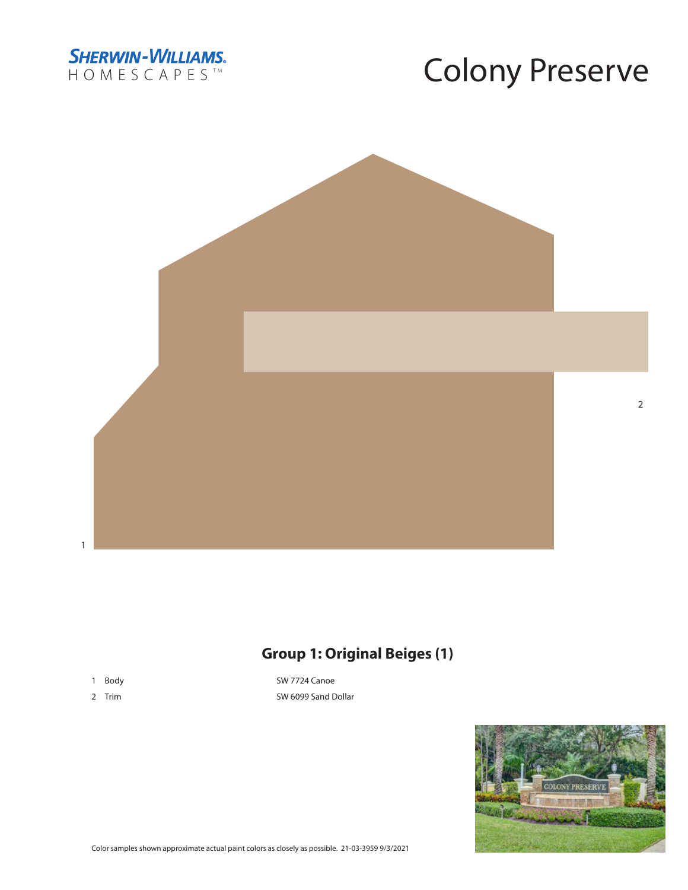SHERWIN-WILLIAMS.
HOMESCAPES™

# Colony Preserve

1

2

## Group 1: Original Beiges (1)

| | | |
|---|---|---|
| 1 | Body | SW 7724 Canoe |
| 2 | Trim | SW 6099 Sand Dollar |

Color samples shown approximate actual paint colors as closely as possible. 21-03-3959 9/3/2021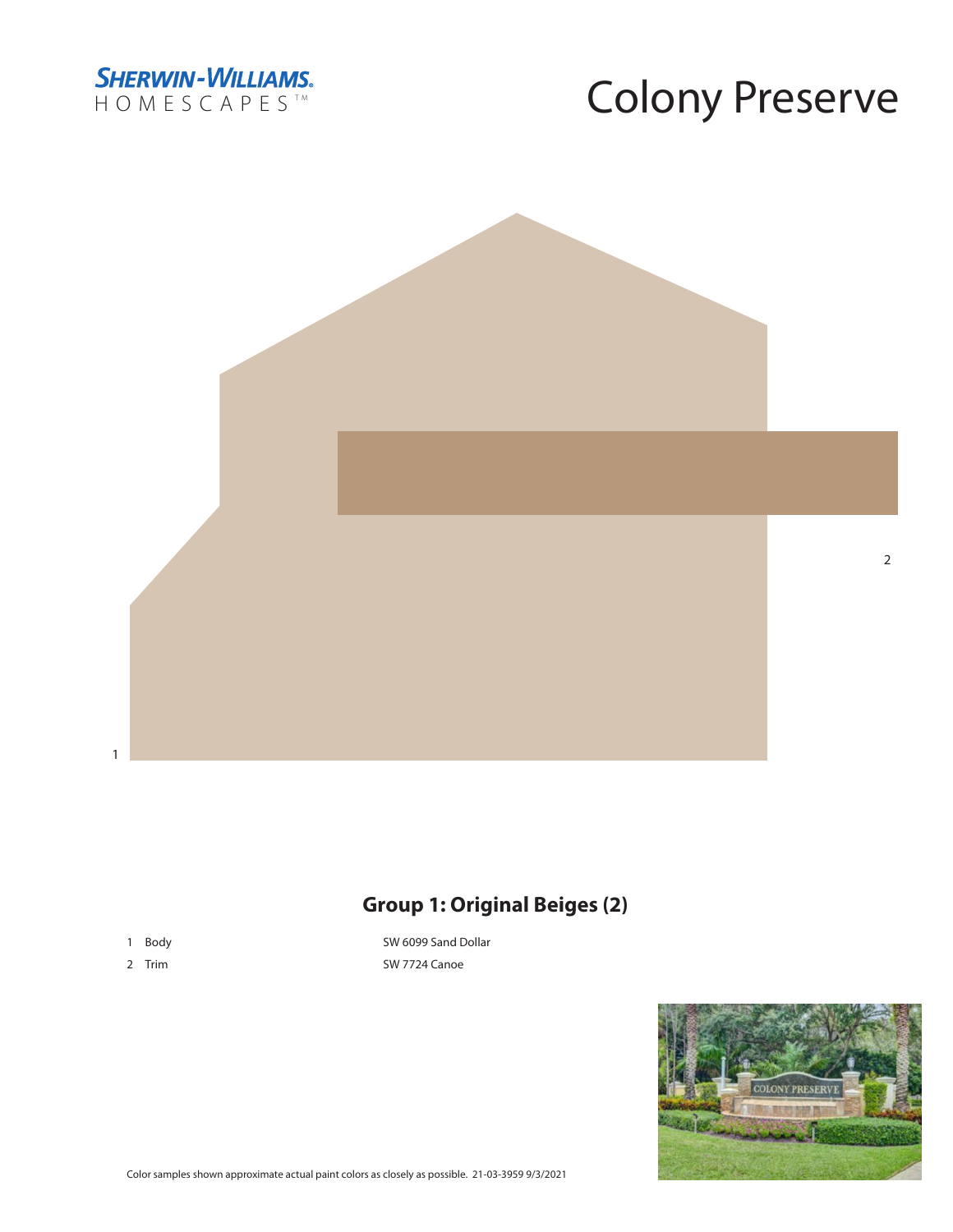# Colony Preserve

SHERWIN-WILLIAMS. HOMESCAPES™

## Group 1: Original Beiges (2)

| | | |
|---|---|---|
| 1 | Body | SW 6099 Sand Dollar |
| 2 | Trim | SW 7724 Canoe |

Color samples shown approximate actual paint colors as closely as possible. 21-03-3959 9/3/2021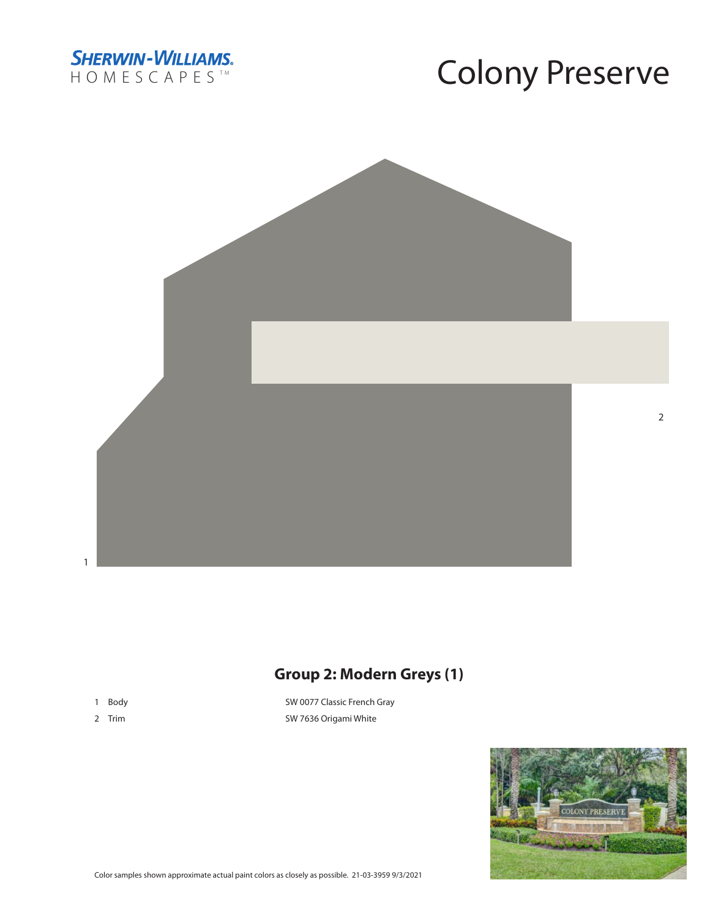# Colony Preserve

SHERWIN-WILLIAMS.
HOMESCAPES™

1

2

## Group 2: Modern Greys (1)

| | |
|---|---|
| 1 Body | SW 0077 Classic French Gray |
| 2 Trim | SW 7636 Origami White |

Color samples shown approximate actual paint colors as closely as possible. 21-03-3959 9/3/2021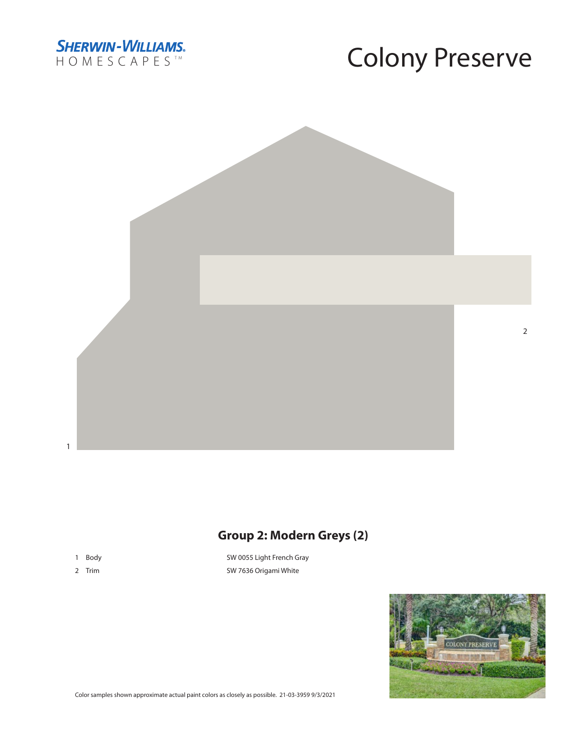SHERWIN-WILLIAMS.
HOMESCAPES™

# Colony Preserve

2

1

## Group 2: Modern Greys (2)

| | | |
|---|---|---|
| 1 | Body | SW 0055 Light French Gray |
| 2 | Trim | SW 7636 Origami White |

Color samples shown approximate actual paint colors as closely as possible. 21-03-3959 9/3/2021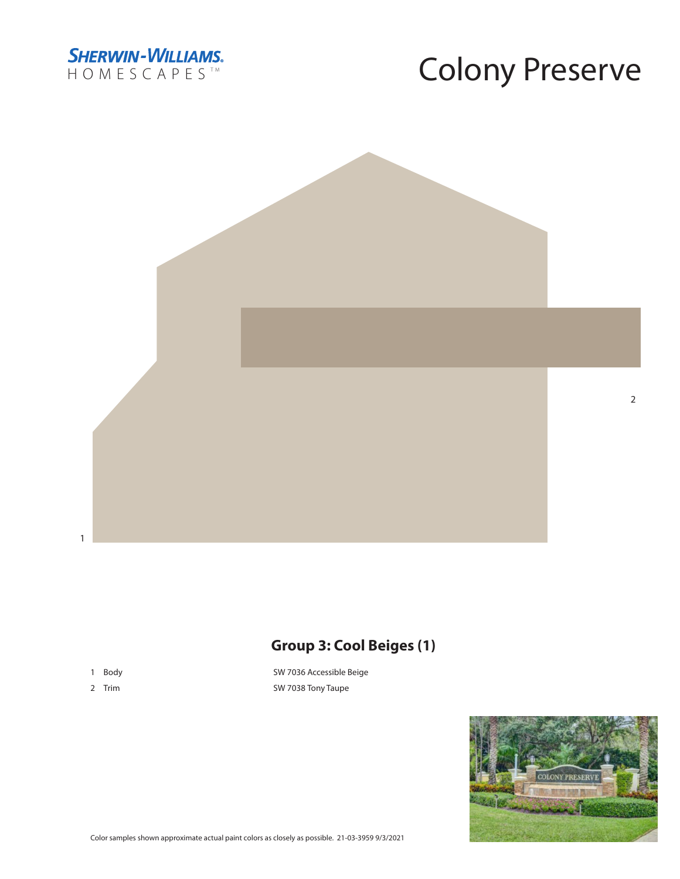SHERWIN-WILLIAMS.
HOMESCAPES™

# Colony Preserve

2

1

## Group 3: Cool Beiges (1)

| | | |
|---|---|---|
| 1 | Body | SW 7036 Accessible Beige |
| 2 | Trim | SW 7038 Tony Taupe |

Color samples shown approximate actual paint colors as closely as possible. 21-03-3959 9/3/2021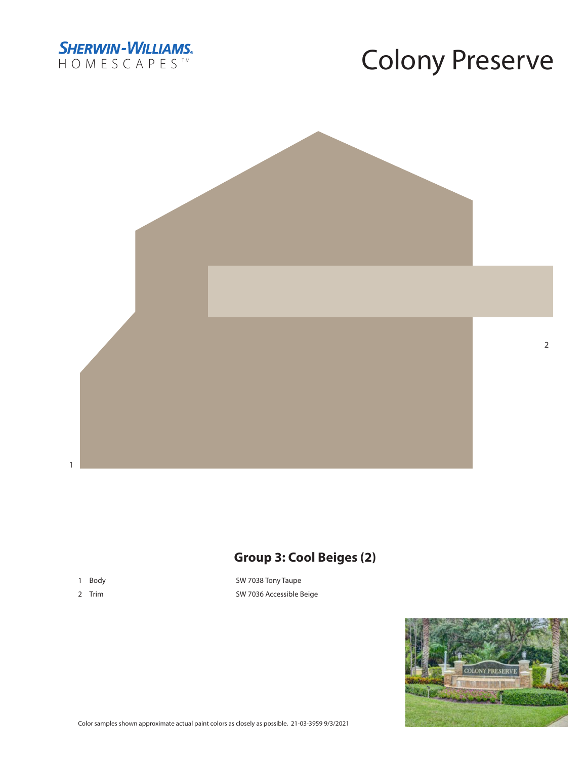SHERWIN-WILLIAMS.
HOMESCAPES™

# Colony Preserve

2

1

## Group 3: Cool Beiges (2)

| | | |
|---|---|---|
| 1 | Body | SW 7038 Tony Taupe |
| 2 | Trim | SW 7036 Accessible Beige |

Color samples shown approximate actual paint colors as closely as possible. 21-03-3959 9/3/2021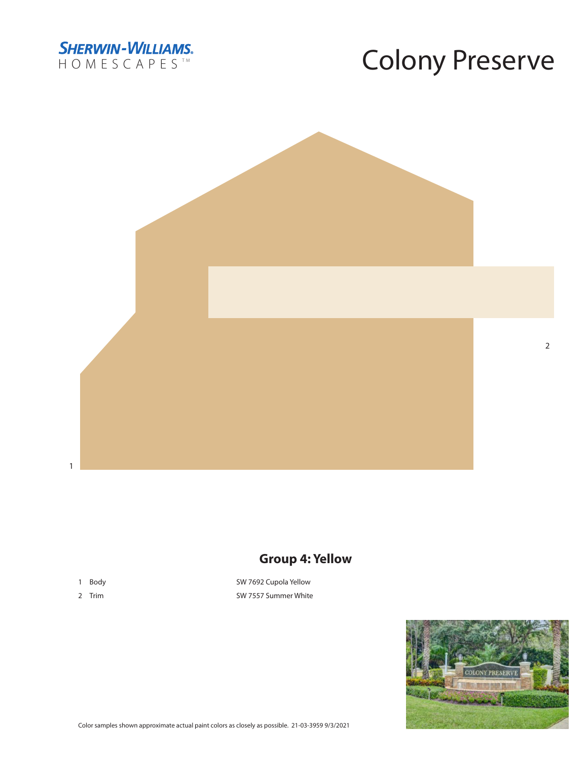SHERWIN-WILLIAMS.
HOMESCAPES™

# Colony Preserve

1

2

## Group 4: Yellow

| | | |
|---|---|---|
| 1 | Body | SW 7692 Cupola Yellow |
| 2 | Trim | SW 7557 Summer White |

Color samples shown approximate actual paint colors as closely as possible. 21-03-3959 9/3/2021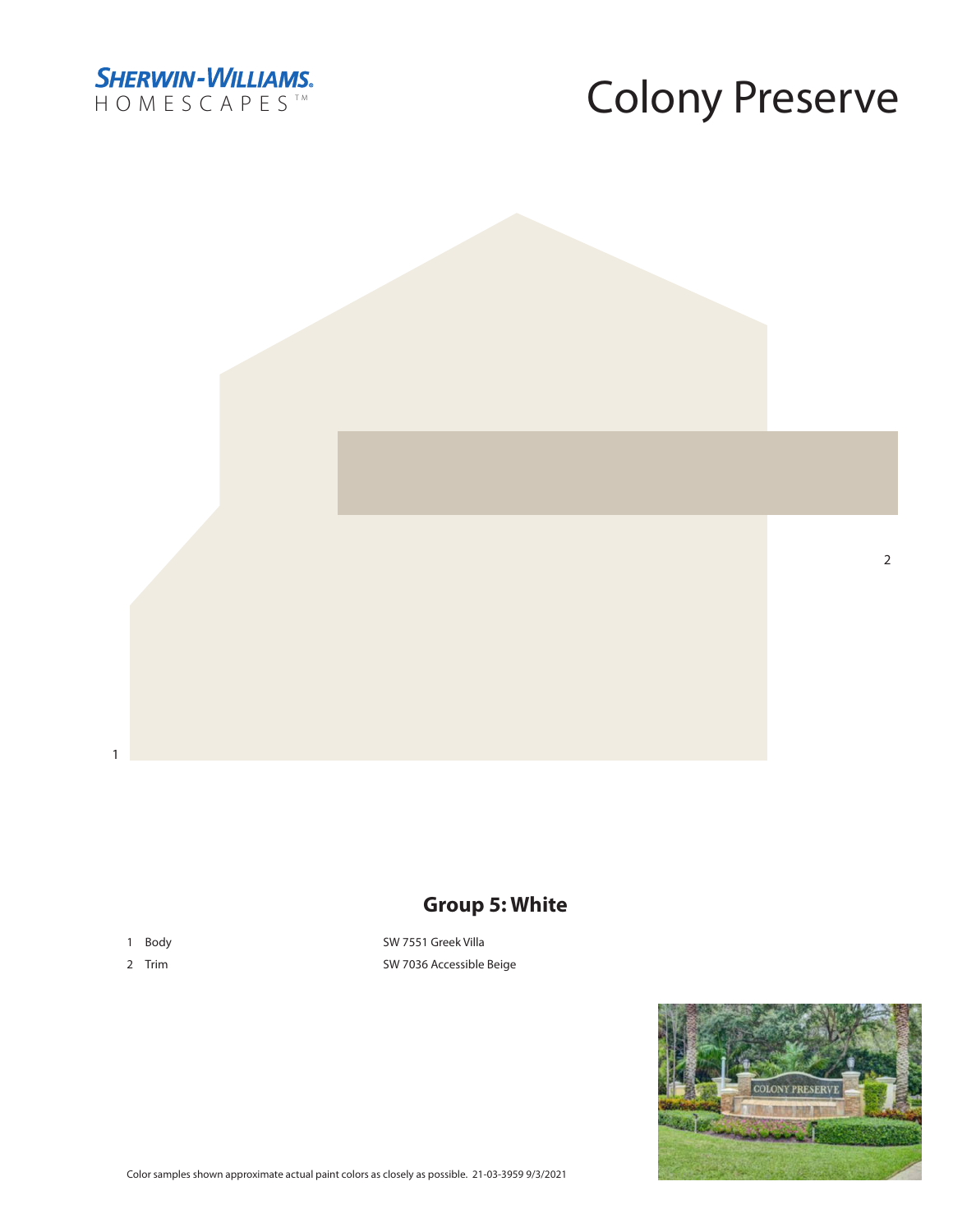SHERWIN-WILLIAMS.
HOMESCAPES™

# Colony Preserve

1

2

## Group 5: White

| | | |
|---|---|---|
| 1 | Body | SW 7551 Greek Villa |
| 2 | Trim | SW 7036 Accessible Beige |

Color samples shown approximate actual paint colors as closely as possible. 21-03-3959 9/3/2021